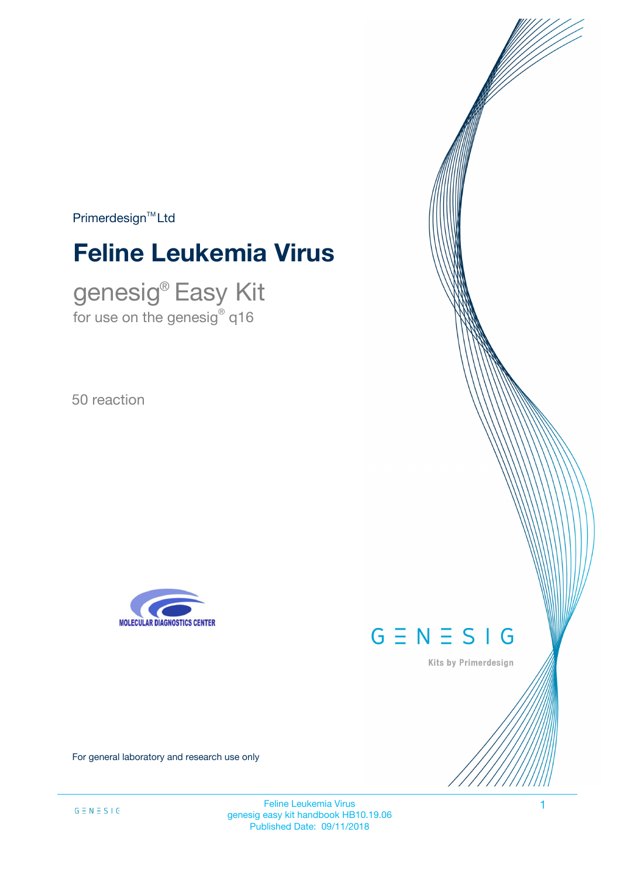Primerdesign™ Ltd

# Feline Leukemia Virus

## genesig® Easy Kit

for use on the genesig® q16

50 reaction

MOLECULAR DIAGNOSTICS CENTER

GENESIG

Kits by Primerdesign

For general laboratory and research use only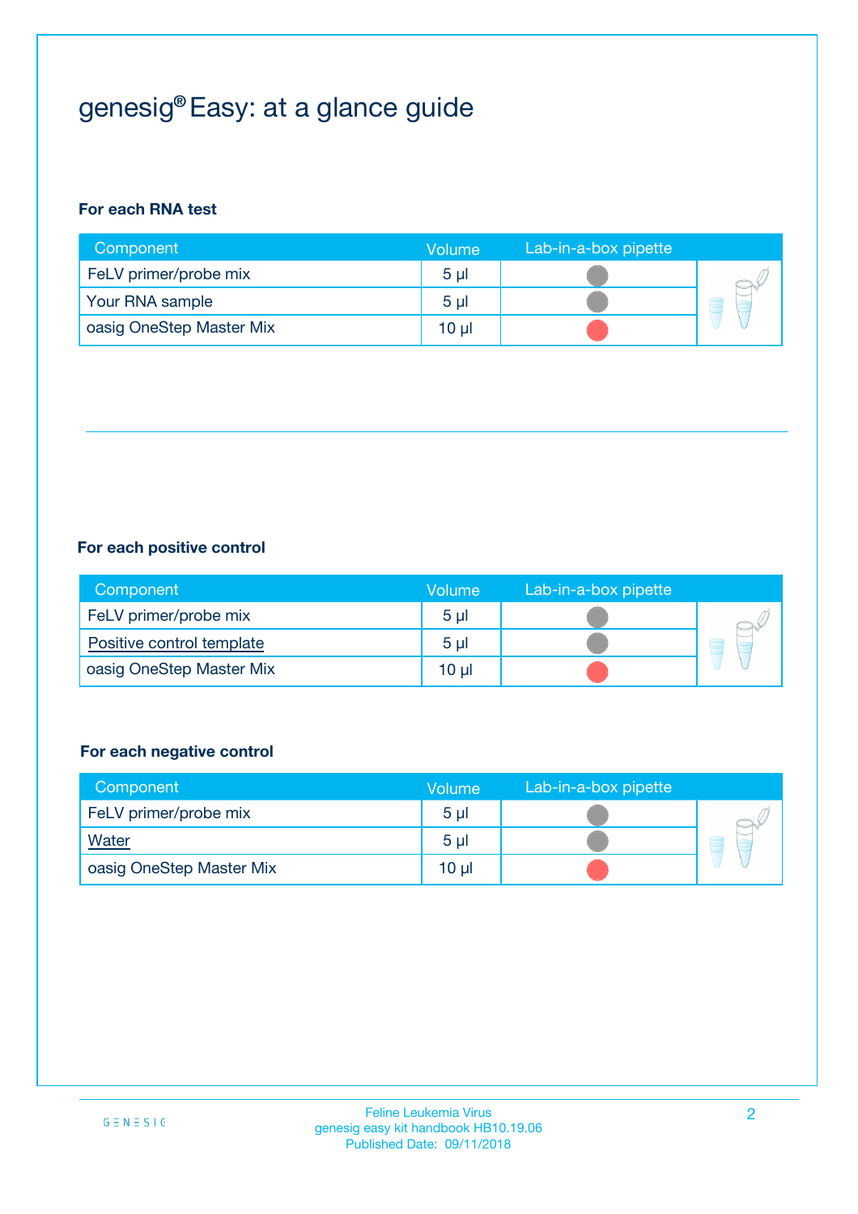# genesig® Easy: at a glance guide

**For each RNA test**

| Component | Volume | Lab-in-a-box pipette |
|---|---|---|
| FeLV primer/probe mix | 5 µl | |
| Your RNA sample | 5 µl | |
| oasig OneStep Master Mix | 10 µl | |

**For each positive control**

| Component | Volume | Lab-in-a-box pipette |
|---|---|---|
| FeLV primer/probe mix | 5 µl | |
| Positive control template | 5 µl | |
| oasig OneStep Master Mix | 10 µl | |

**For each negative control**

| Component | Volume | Lab-in-a-box pipette |
|---|---|---|
| FeLV primer/probe mix | 5 µl | |
| Water | 5 µl | |
| oasig OneStep Master Mix | 10 µl | |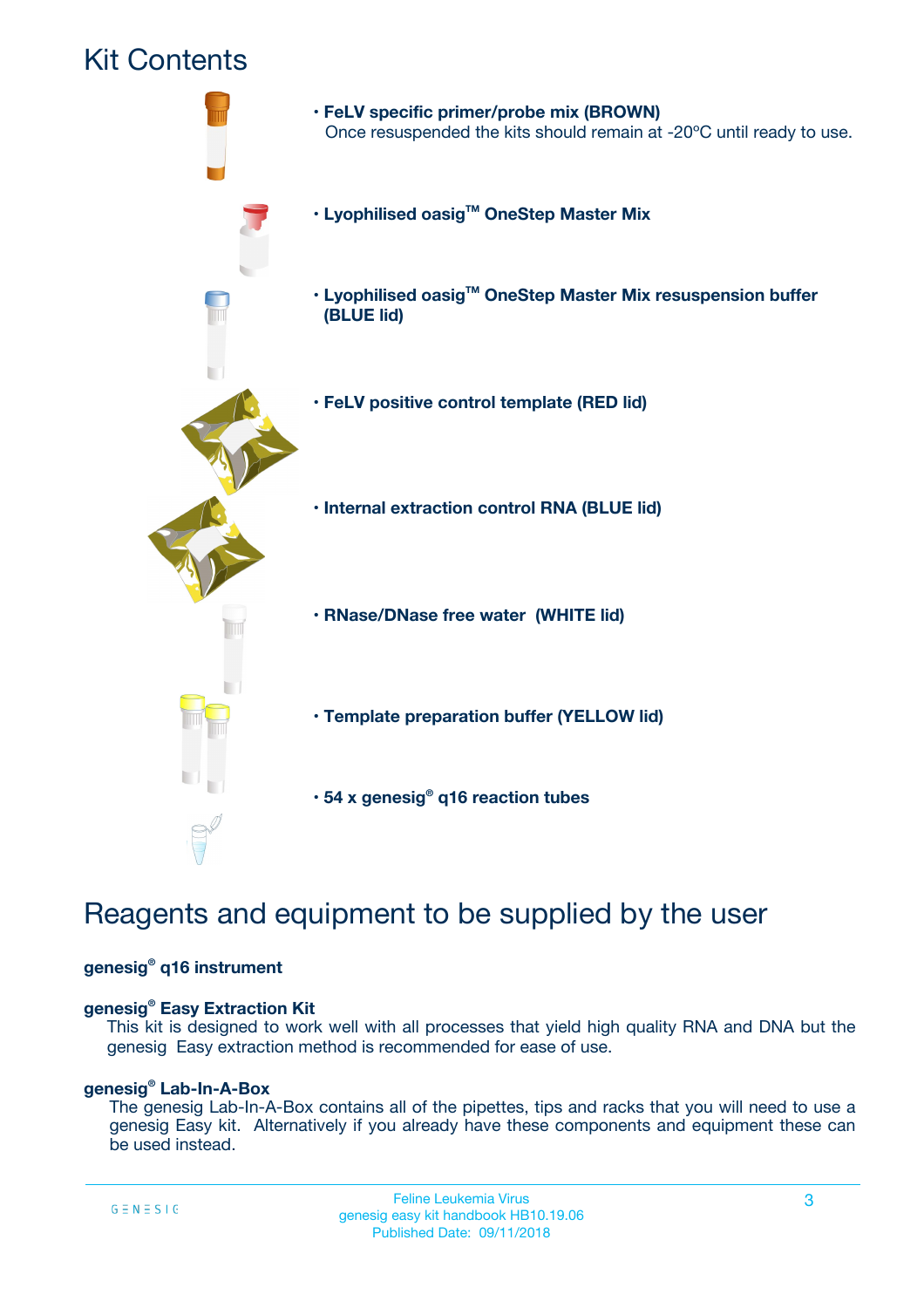# Kit Contents

- **FeLV specific primer/probe mix (BROWN)**
  Once resuspended the kits should remain at -20ºC until ready to use.
- **Lyophilised oasig™ OneStep Master Mix**
- **Lyophilised oasig™ OneStep Master Mix resuspension buffer (BLUE lid)**
- **FeLV positive control template (RED lid)**
- **Internal extraction control RNA (BLUE lid)**
- **RNase/DNase free water (WHITE lid)**
- **Template preparation buffer (YELLOW lid)**
- **54 x genesig® q16 reaction tubes**

# Reagents and equipment to be supplied by the user

**genesig® q16 instrument**

**genesig® Easy Extraction Kit**
This kit is designed to work well with all processes that yield high quality RNA and DNA but the genesig Easy extraction method is recommended for ease of use.

**genesig® Lab-In-A-Box**
The genesig Lab-In-A-Box contains all of the pipettes, tips and racks that you will need to use a genesig Easy kit. Alternatively if you already have these components and equipment these can be used instead.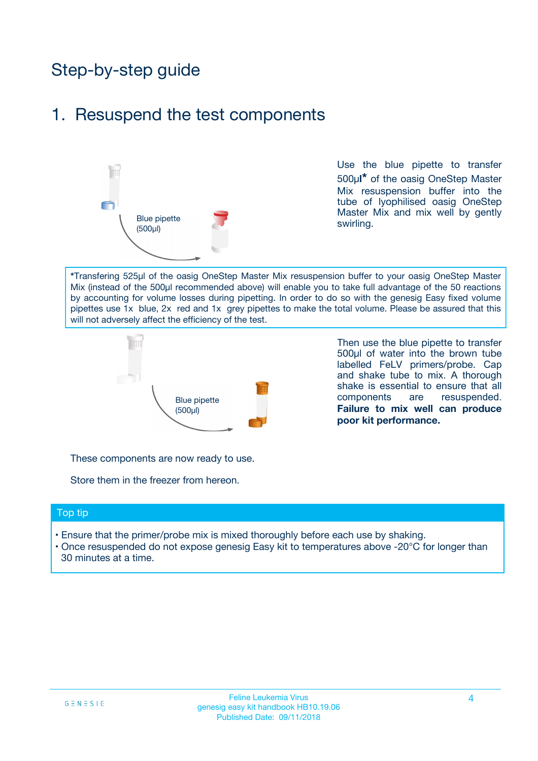# Step-by-step guide

## 1. Resuspend the test components

Blue pipette (500µl)

Use the blue pipette to transfer 500µl* of the oasig OneStep Master Mix resuspension buffer into the tube of lyophilised oasig OneStep Master Mix and mix well by gently swirling.

*Transfering 525µl of the oasig OneStep Master Mix resuspension buffer to your oasig OneStep Master Mix (instead of the 500µl recommended above) will enable you to take full advantage of the 50 reactions by accounting for volume losses during pipetting. In order to do so with the genesig Easy fixed volume pipettes use 1x blue, 2x red and 1x grey pipettes to make the total volume. Please be assured that this will not adversely affect the efficiency of the test.

Blue pipette (500µl)

Then use the blue pipette to transfer 500µl of water into the brown tube labelled FeLV primers/probe. Cap and shake tube to mix. A thorough shake is essential to ensure that all components are resuspended. **Failure to mix well can produce poor kit performance.**

These components are now ready to use.

Store them in the freezer from hereon.

### Top tip

- Ensure that the primer/probe mix is mixed thoroughly before each use by shaking.
- Once resuspended do not expose genesig Easy kit to temperatures above -20°C for longer than 30 minutes at a time.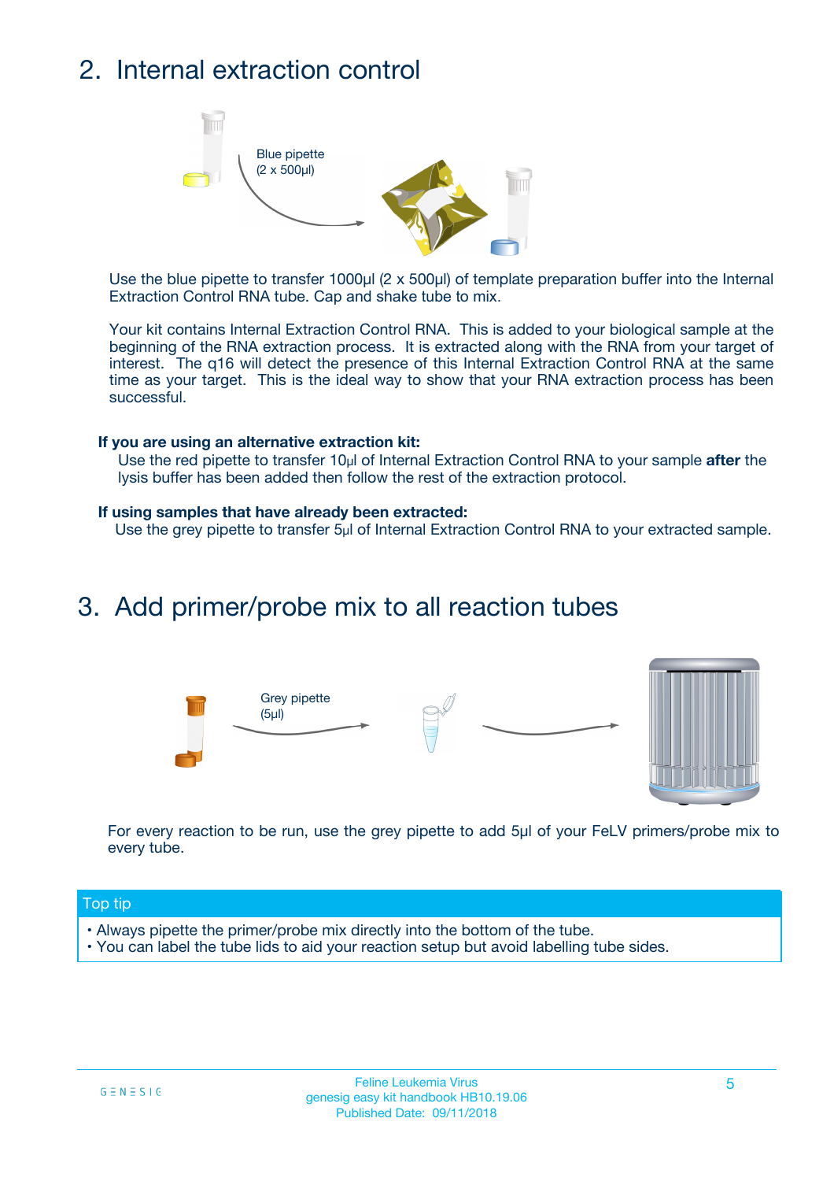## 2. Internal extraction control

Blue pipette
(2 x 500µl)

Use the blue pipette to transfer 1000µl (2 x 500µl) of template preparation buffer into the Internal Extraction Control RNA tube. Cap and shake tube to mix.

Your kit contains Internal Extraction Control RNA. This is added to your biological sample at the beginning of the RNA extraction process. It is extracted along with the RNA from your target of interest. The q16 will detect the presence of this Internal Extraction Control RNA at the same time as your target. This is the ideal way to show that your RNA extraction process has been successful.

**If you are using an alternative extraction kit:**

Use the red pipette to transfer 10µl of Internal Extraction Control RNA to your sample **after** the lysis buffer has been added then follow the rest of the extraction protocol.

**If using samples that have already been extracted:**

Use the grey pipette to transfer 5µl of Internal Extraction Control RNA to your extracted sample.

## 3. Add primer/probe mix to all reaction tubes

Grey pipette
(5µl)

For every reaction to be run, use the grey pipette to add 5µl of your FeLV primers/probe mix to every tube.

**Top tip**

- Always pipette the primer/probe mix directly into the bottom of the tube.
- You can label the tube lids to aid your reaction setup but avoid labelling tube sides.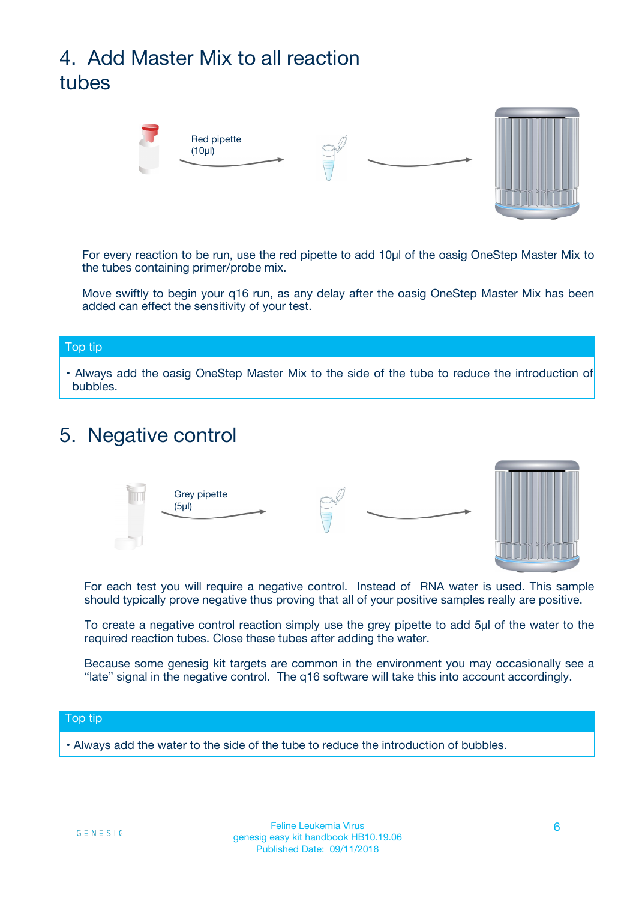# 4. Add Master Mix to all reaction tubes

Red pipette (10µl)

For every reaction to be run, use the red pipette to add 10µl of the oasig OneStep Master Mix to the tubes containing primer/probe mix.

Move swiftly to begin your q16 run, as any delay after the oasig OneStep Master Mix has been added can effect the sensitivity of your test.

**Top tip**

- Always add the oasig OneStep Master Mix to the side of the tube to reduce the introduction of bubbles.

# 5. Negative control

Grey pipette (5µl)

For each test you will require a negative control. Instead of RNA water is used. This sample should typically prove negative thus proving that all of your positive samples really are positive.

To create a negative control reaction simply use the grey pipette to add 5µl of the water to the required reaction tubes. Close these tubes after adding the water.

Because some genesig kit targets are common in the environment you may occasionally see a "late" signal in the negative control. The q16 software will take this into account accordingly.

**Top tip**

- Always add the water to the side of the tube to reduce the introduction of bubbles.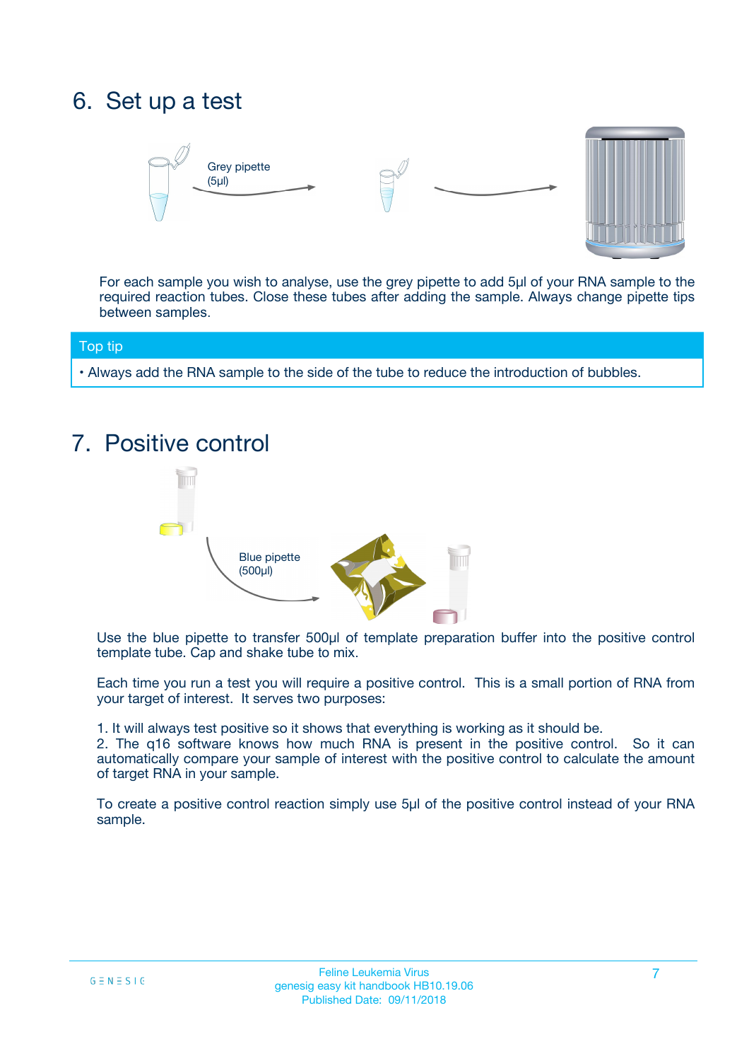## 6. Set up a test

Grey pipette (5µl)

For each sample you wish to analyse, use the grey pipette to add 5µl of your RNA sample to the required reaction tubes. Close these tubes after adding the sample. Always change pipette tips between samples.

**Top tip**

- Always add the RNA sample to the side of the tube to reduce the introduction of bubbles.

## 7. Positive control

Blue pipette (500µl)

Use the blue pipette to transfer 500µl of template preparation buffer into the positive control template tube. Cap and shake tube to mix.

Each time you run a test you will require a positive control. This is a small portion of RNA from your target of interest. It serves two purposes:

1. It will always test positive so it shows that everything is working as it should be.
2. The q16 software knows how much RNA is present in the positive control. So it can automatically compare your sample of interest with the positive control to calculate the amount of target RNA in your sample.

To create a positive control reaction simply use 5µl of the positive control instead of your RNA sample.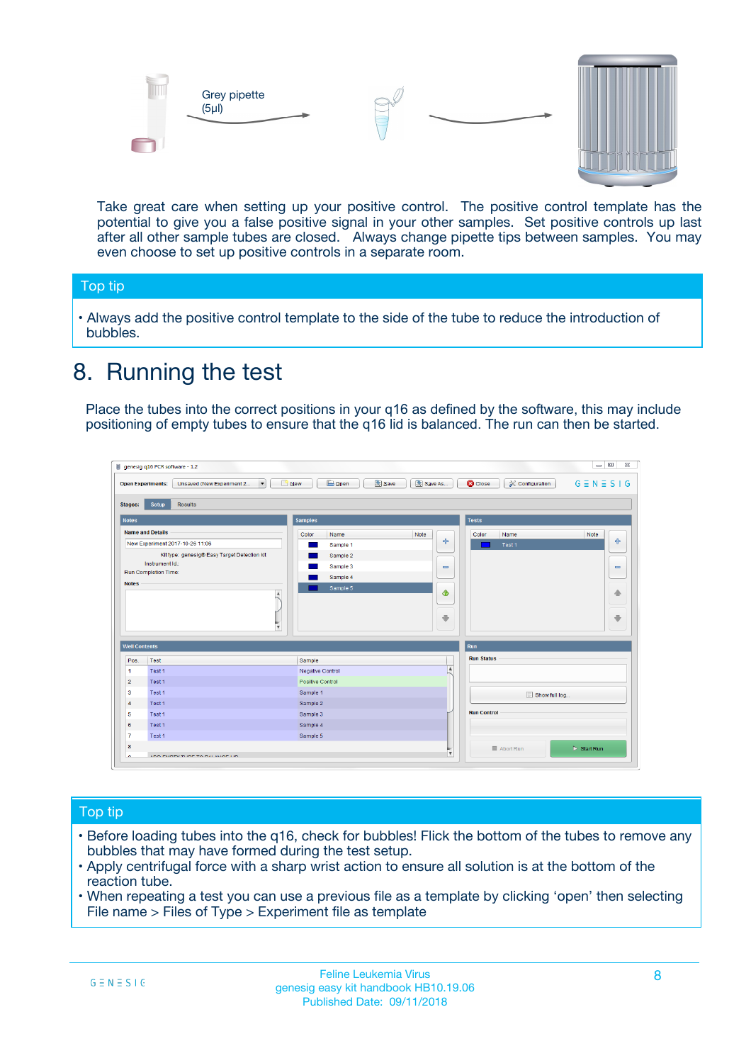Grey pipette (5µl)

Take great care when setting up your positive control. The positive control template has the potential to give you a false positive signal in your other samples. Set positive controls up last after all other sample tubes are closed. Always change pipette tips between samples. You may even choose to set up positive controls in a separate room.

## Top tip

- Always add the positive control template to the side of the tube to reduce the introduction of bubbles.

# 8. Running the test

Place the tubes into the correct positions in your q16 as defined by the software, this may include positioning of empty tubes to ensure that the q16 lid is balanced. The run can then be started.

## Top tip

- Before loading tubes into the q16, check for bubbles! Flick the bottom of the tubes to remove any bubbles that may have formed during the test setup.
- Apply centrifugal force with a sharp wrist action to ensure all solution is at the bottom of the reaction tube.
- When repeating a test you can use a previous file as a template by clicking 'open' then selecting File name > Files of Type > Experiment file as template

Feline Leukemia Virus
genesig easy kit handbook HB10.19.06
Published Date: 09/11/2018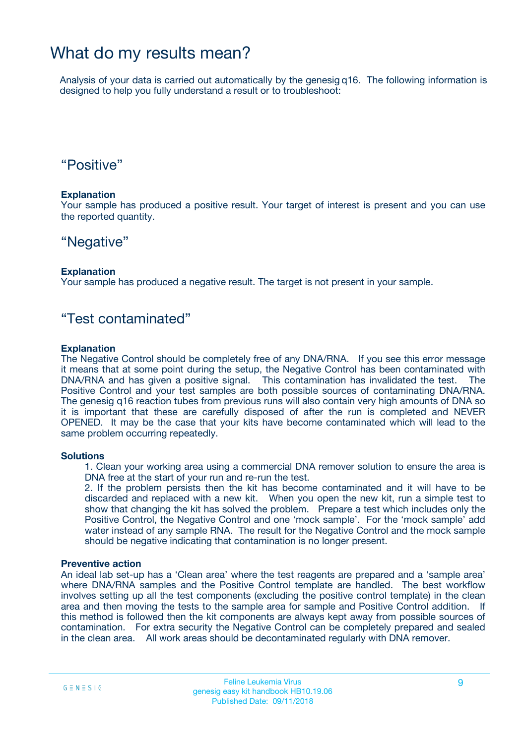# What do my results mean?

Analysis of your data is carried out automatically by the genesig q16. The following information is designed to help you fully understand a result or to troubleshoot:

## "Positive"

**Explanation**
Your sample has produced a positive result. Your target of interest is present and you can use the reported quantity.

## "Negative"

**Explanation**
Your sample has produced a negative result. The target is not present in your sample.

## "Test contaminated"

**Explanation**
The Negative Control should be completely free of any DNA/RNA. If you see this error message it means that at some point during the setup, the Negative Control has been contaminated with DNA/RNA and has given a positive signal. This contamination has invalidated the test. The Positive Control and your test samples are both possible sources of contaminating DNA/RNA. The genesig q16 reaction tubes from previous runs will also contain very high amounts of DNA so it is important that these are carefully disposed of after the run is completed and NEVER OPENED. It may be the case that your kits have become contaminated which will lead to the same problem occurring repeatedly.

**Solutions**

1. Clean your working area using a commercial DNA remover solution to ensure the area is DNA free at the start of your run and re-run the test.
2. If the problem persists then the kit has become contaminated and it will have to be discarded and replaced with a new kit. When you open the new kit, run a simple test to show that changing the kit has solved the problem. Prepare a test which includes only the Positive Control, the Negative Control and one 'mock sample'. For the 'mock sample' add water instead of any sample RNA. The result for the Negative Control and the mock sample should be negative indicating that contamination is no longer present.

**Preventive action**
An ideal lab set-up has a 'Clean area' where the test reagents are prepared and a 'sample area' where DNA/RNA samples and the Positive Control template are handled. The best workflow involves setting up all the test components (excluding the positive control template) in the clean area and then moving the tests to the sample area for sample and Positive Control addition. If this method is followed then the kit components are always kept away from possible sources of contamination. For extra security the Negative Control can be completely prepared and sealed in the clean area. All work areas should be decontaminated regularly with DNA remover.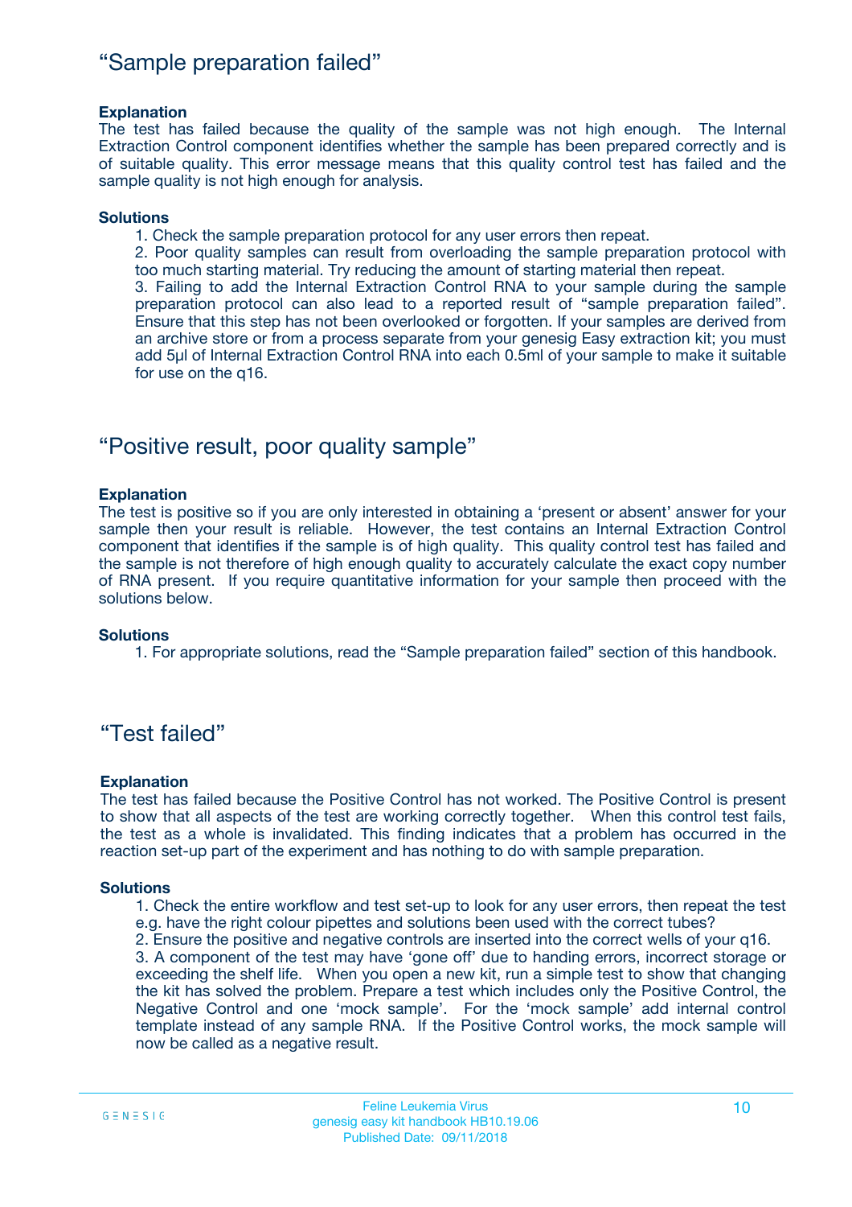## “Sample preparation failed”

**Explanation**

The test has failed because the quality of the sample was not high enough. The Internal Extraction Control component identifies whether the sample has been prepared correctly and is of suitable quality. This error message means that this quality control test has failed and the sample quality is not high enough for analysis.

**Solutions**

1. Check the sample preparation protocol for any user errors then repeat.
2. Poor quality samples can result from overloading the sample preparation protocol with too much starting material. Try reducing the amount of starting material then repeat.
3. Failing to add the Internal Extraction Control RNA to your sample during the sample preparation protocol can also lead to a reported result of “sample preparation failed”. Ensure that this step has not been overlooked or forgotten. If your samples are derived from an archive store or from a process separate from your genesig Easy extraction kit; you must add 5µl of Internal Extraction Control RNA into each 0.5ml of your sample to make it suitable for use on the q16.

## “Positive result, poor quality sample”

**Explanation**

The test is positive so if you are only interested in obtaining a ‘present or absent’ answer for your sample then your result is reliable. However, the test contains an Internal Extraction Control component that identifies if the sample is of high quality. This quality control test has failed and the sample is not therefore of high enough quality to accurately calculate the exact copy number of RNA present. If you require quantitative information for your sample then proceed with the solutions below.

**Solutions**

1. For appropriate solutions, read the “Sample preparation failed” section of this handbook.

## “Test failed”

**Explanation**

The test has failed because the Positive Control has not worked. The Positive Control is present to show that all aspects of the test are working correctly together. When this control test fails, the test as a whole is invalidated. This finding indicates that a problem has occurred in the reaction set-up part of the experiment and has nothing to do with sample preparation.

**Solutions**

1. Check the entire workflow and test set-up to look for any user errors, then repeat the test e.g. have the right colour pipettes and solutions been used with the correct tubes?
2. Ensure the positive and negative controls are inserted into the correct wells of your q16.
3. A component of the test may have ‘gone off’ due to handing errors, incorrect storage or exceeding the shelf life. When you open a new kit, run a simple test to show that changing the kit has solved the problem. Prepare a test which includes only the Positive Control, the Negative Control and one ‘mock sample’. For the ‘mock sample’ add internal control template instead of any sample RNA. If the Positive Control works, the mock sample will now be called as a negative result.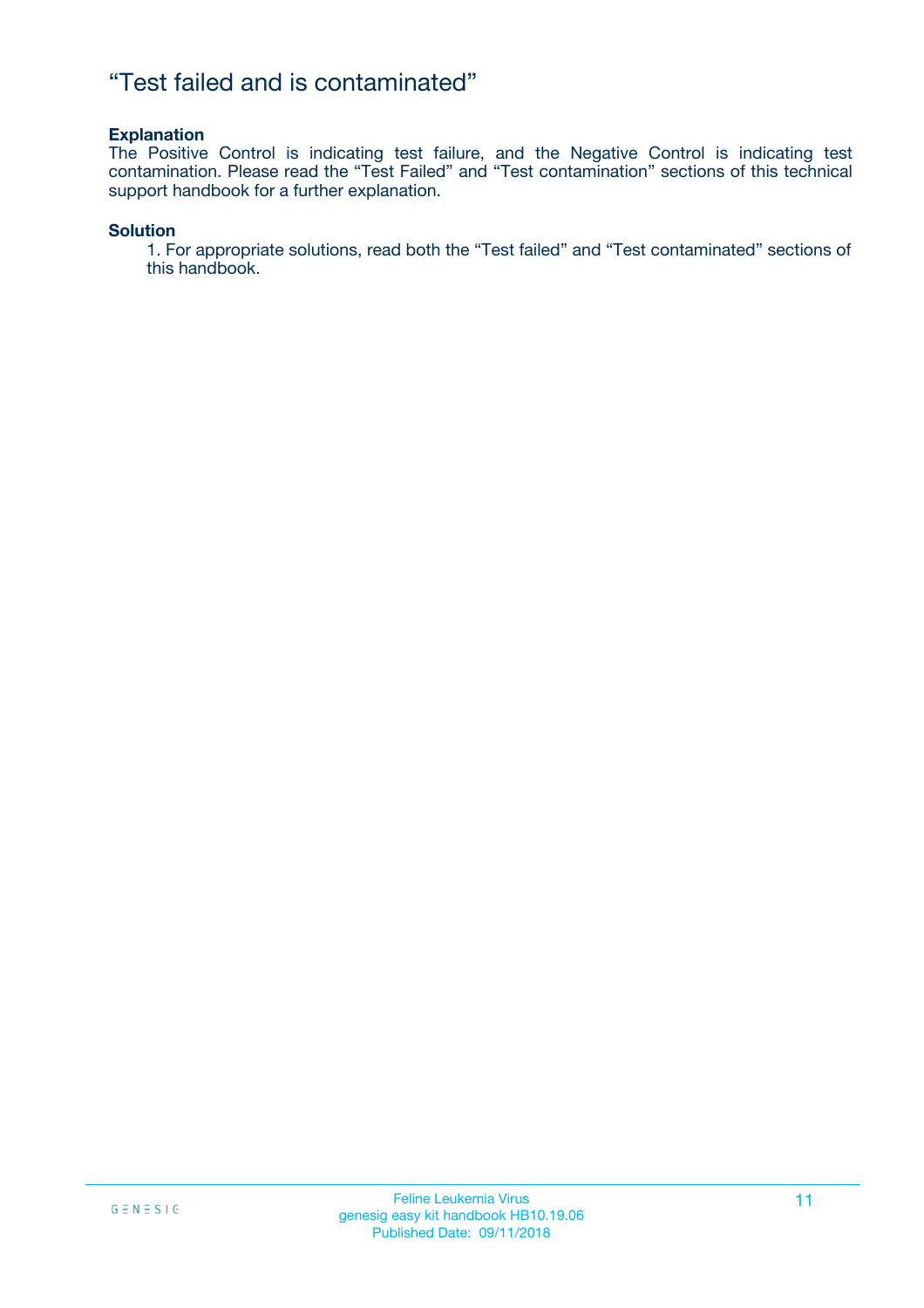# "Test failed and is contaminated"

**Explanation**

The Positive Control is indicating test failure, and the Negative Control is indicating test contamination. Please read the "Test Failed" and "Test contamination" sections of this technical support handbook for a further explanation.

**Solution**

1. For appropriate solutions, read both the "Test failed" and "Test contaminated" sections of this handbook.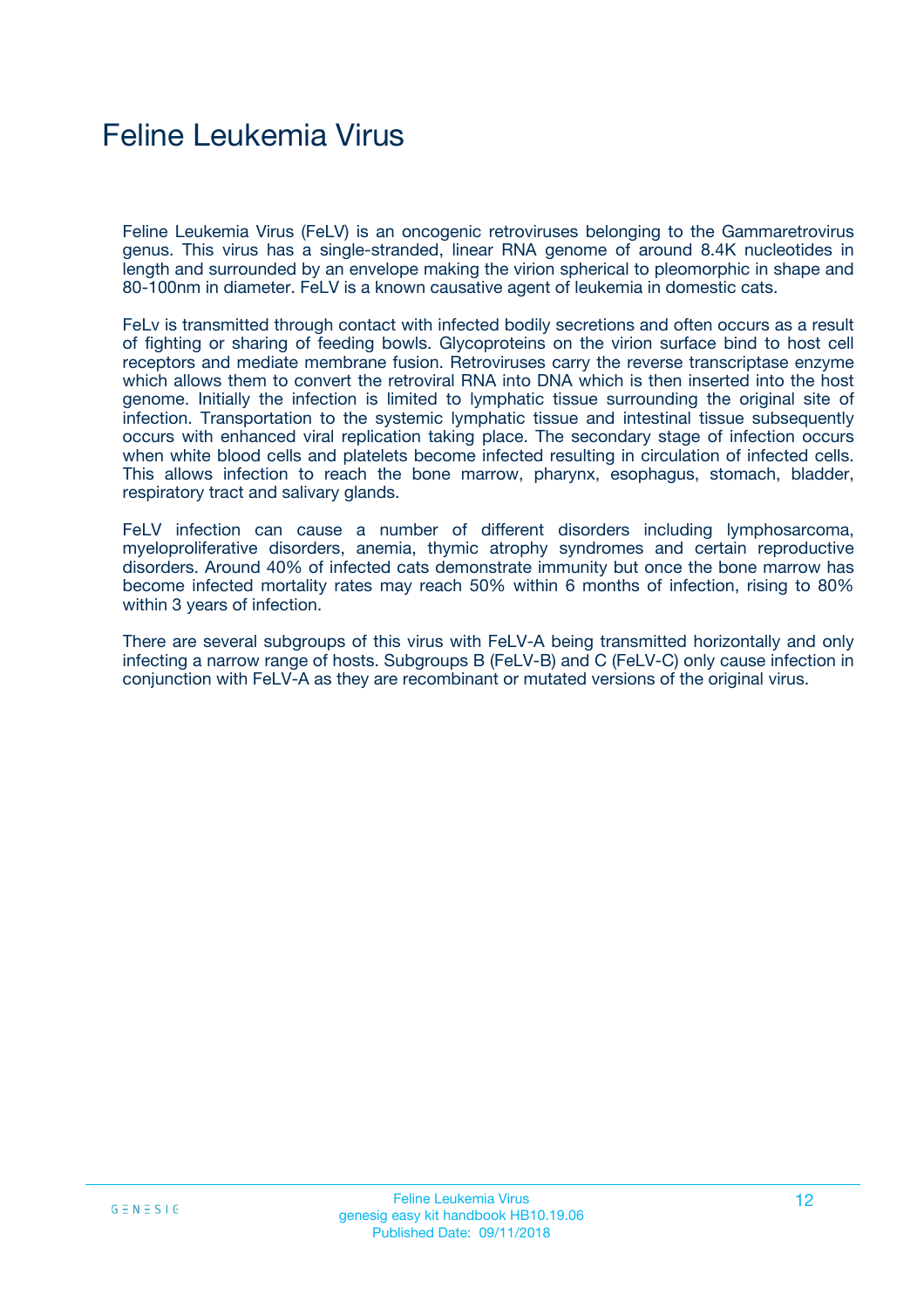# Feline Leukemia Virus

Feline Leukemia Virus (FeLV) is an oncogenic retroviruses belonging to the Gammaretrovirus genus. This virus has a single-stranded, linear RNA genome of around 8.4K nucleotides in length and surrounded by an envelope making the virion spherical to pleomorphic in shape and 80-100nm in diameter. FeLV is a known causative agent of leukemia in domestic cats.

FeLv is transmitted through contact with infected bodily secretions and often occurs as a result of fighting or sharing of feeding bowls. Glycoproteins on the virion surface bind to host cell receptors and mediate membrane fusion. Retroviruses carry the reverse transcriptase enzyme which allows them to convert the retroviral RNA into DNA which is then inserted into the host genome. Initially the infection is limited to lymphatic tissue surrounding the original site of infection. Transportation to the systemic lymphatic tissue and intestinal tissue subsequently occurs with enhanced viral replication taking place. The secondary stage of infection occurs when white blood cells and platelets become infected resulting in circulation of infected cells. This allows infection to reach the bone marrow, pharynx, esophagus, stomach, bladder, respiratory tract and salivary glands.

FeLV infection can cause a number of different disorders including lymphosarcoma, myeloproliferative disorders, anemia, thymic atrophy syndromes and certain reproductive disorders. Around 40% of infected cats demonstrate immunity but once the bone marrow has become infected mortality rates may reach 50% within 6 months of infection, rising to 80% within 3 years of infection.

There are several subgroups of this virus with FeLV-A being transmitted horizontally and only infecting a narrow range of hosts. Subgroups B (FeLV-B) and C (FeLV-C) only cause infection in conjunction with FeLV-A as they are recombinant or mutated versions of the original virus.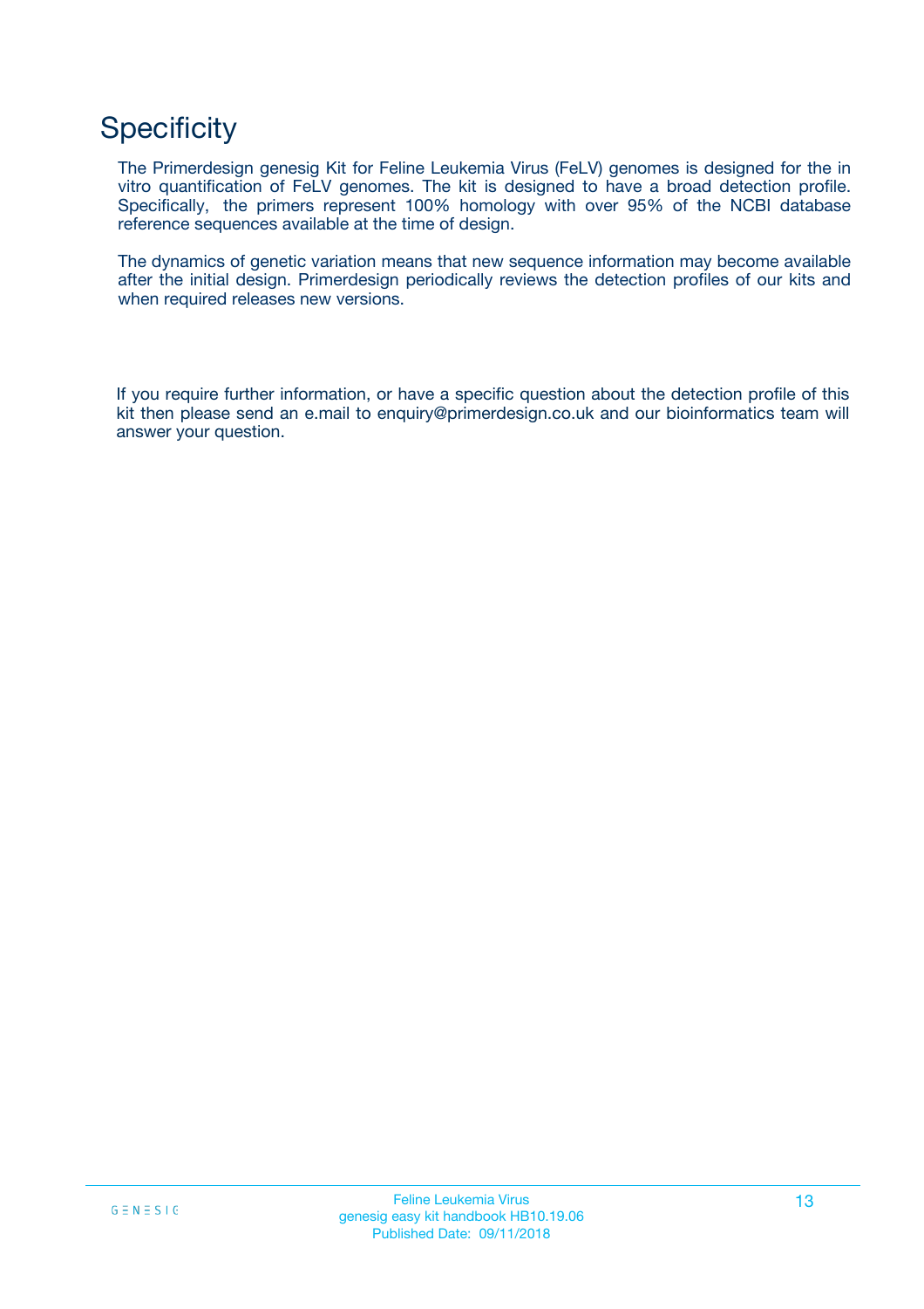# Specificity

The Primerdesign genesig Kit for Feline Leukemia Virus (FeLV) genomes is designed for the in vitro quantification of FeLV genomes. The kit is designed to have a broad detection profile. Specifically, the primers represent 100% homology with over 95% of the NCBI database reference sequences available at the time of design.

The dynamics of genetic variation means that new sequence information may become available after the initial design. Primerdesign periodically reviews the detection profiles of our kits and when required releases new versions.

If you require further information, or have a specific question about the detection profile of this kit then please send an e.mail to enquiry@primerdesign.co.uk and our bioinformatics team will answer your question.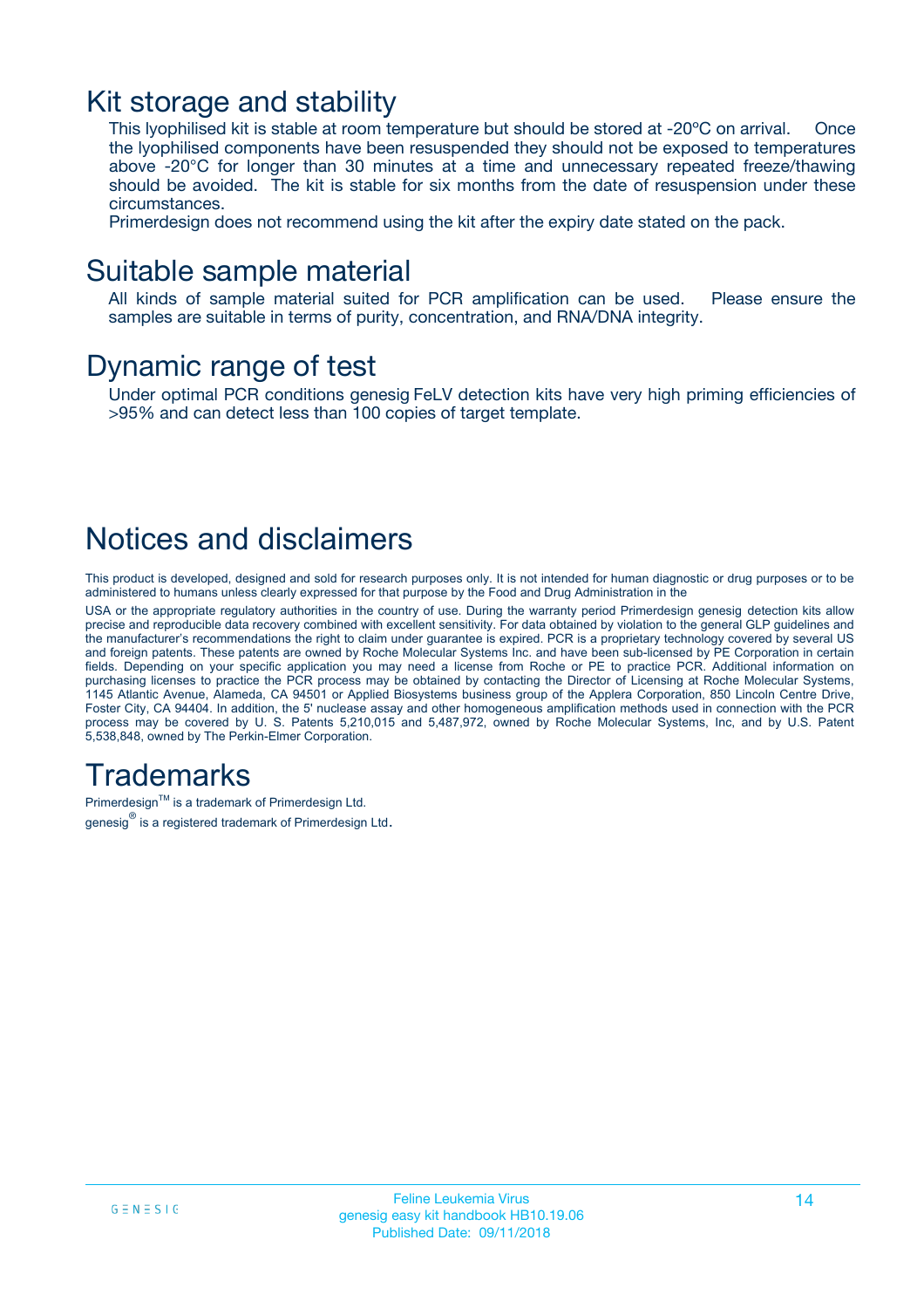# Kit storage and stability

This lyophilised kit is stable at room temperature but should be stored at -20ºC on arrival. Once the lyophilised components have been resuspended they should not be exposed to temperatures above -20°C for longer than 30 minutes at a time and unnecessary repeated freeze/thawing should be avoided. The kit is stable for six months from the date of resuspension under these circumstances.

Primerdesign does not recommend using the kit after the expiry date stated on the pack.

# Suitable sample material

All kinds of sample material suited for PCR amplification can be used. Please ensure the samples are suitable in terms of purity, concentration, and RNA/DNA integrity.

# Dynamic range of test

Under optimal PCR conditions genesig FeLV detection kits have very high priming efficiencies of >95% and can detect less than 100 copies of target template.

# Notices and disclaimers

This product is developed, designed and sold for research purposes only. It is not intended for human diagnostic or drug purposes or to be administered to humans unless clearly expressed for that purpose by the Food and Drug Administration in the

USA or the appropriate regulatory authorities in the country of use. During the warranty period Primerdesign genesig detection kits allow precise and reproducible data recovery combined with excellent sensitivity. For data obtained by violation to the general GLP guidelines and the manufacturer's recommendations the right to claim under guarantee is expired. PCR is a proprietary technology covered by several US and foreign patents. These patents are owned by Roche Molecular Systems Inc. and have been sub-licensed by PE Corporation in certain fields. Depending on your specific application you may need a license from Roche or PE to practice PCR. Additional information on purchasing licenses to practice the PCR process may be obtained by contacting the Director of Licensing at Roche Molecular Systems, 1145 Atlantic Avenue, Alameda, CA 94501 or Applied Biosystems business group of the Applera Corporation, 850 Lincoln Centre Drive, Foster City, CA 94404. In addition, the 5' nuclease assay and other homogeneous amplification methods used in connection with the PCR process may be covered by U. S. Patents 5,210,015 and 5,487,972, owned by Roche Molecular Systems, Inc, and by U.S. Patent 5,538,848, owned by The Perkin-Elmer Corporation.

# Trademarks

Primerdesign™ is a trademark of Primerdesign Ltd.

genesig® is a registered trademark of Primerdesign Ltd.